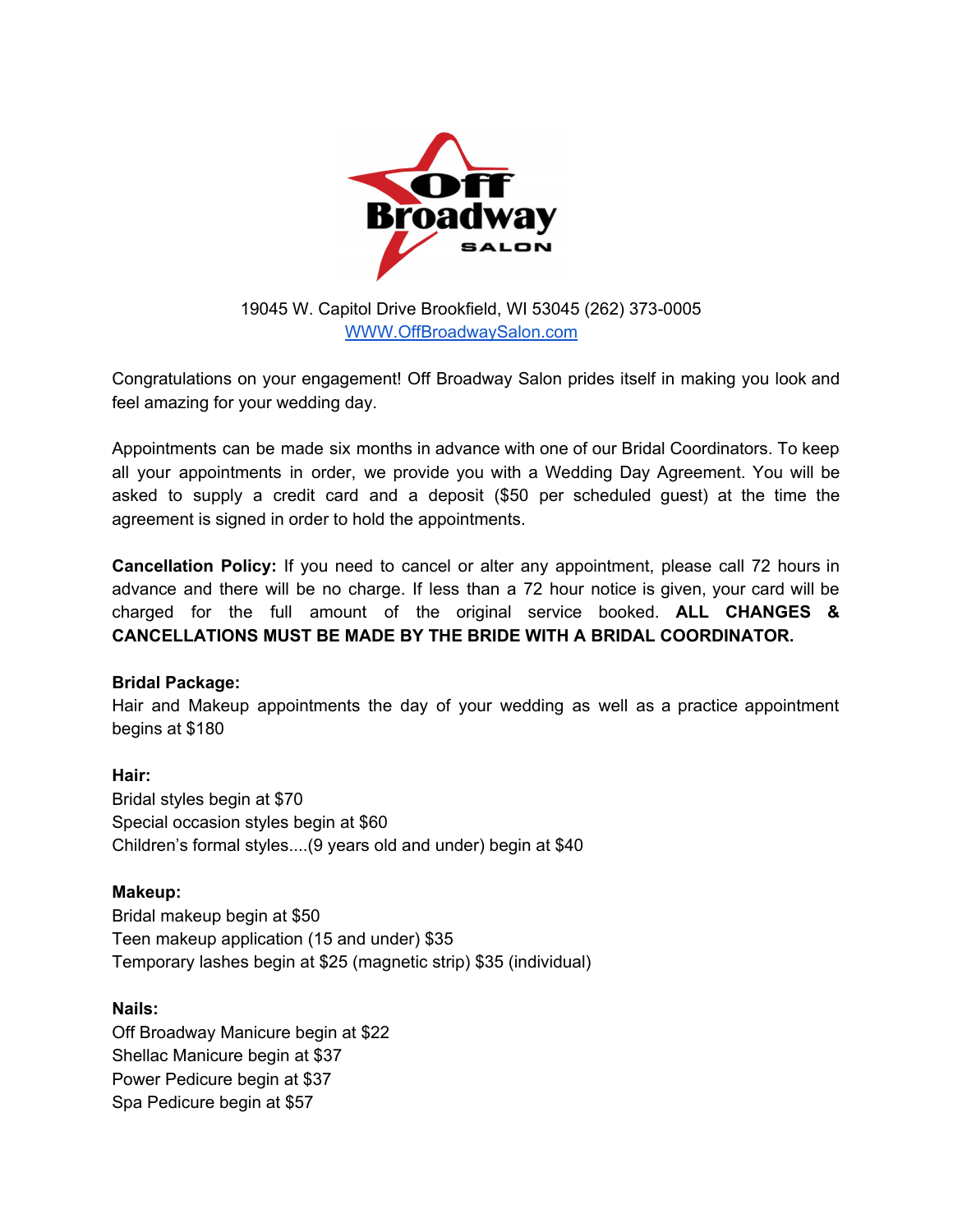19045 W. Capitol Drive Brookfield, WI 53045 (262) 373-0005
[WWW.OffBroadwaySalon.com](http://WWW.OffBroadwaySalon.com)

Congratulations on your engagement! Off Broadway Salon prides itself in making you look and feel amazing for your wedding day.

Appointments can be made six months in advance with one of our Bridal Coordinators. To keep all your appointments in order, we provide you with a Wedding Day Agreement. You will be asked to supply a credit card and a deposit ($50 per scheduled guest) at the time the agreement is signed in order to hold the appointments.

**Cancellation Policy:** If you need to cancel or alter any appointment, please call 72 hours in advance and there will be no charge. If less than a 72 hour notice is given, your card will be charged for the full amount of the original service booked. **ALL CHANGES & CANCELLATIONS MUST BE MADE BY THE BRIDE WITH A BRIDAL COORDINATOR.**

**Bridal Package:**
Hair and Makeup appointments the day of your wedding as well as a practice appointment begins at $180

**Hair:**
Bridal styles begin at $70
Special occasion styles begin at $60
Children's formal styles....(9 years old and under) begin at $40

**Makeup:**
Bridal makeup begin at $50
Teen makeup application (15 and under) $35
Temporary lashes begin at $25 (magnetic strip) $35 (individual)

**Nails:**
Off Broadway Manicure begin at $22
Shellac Manicure begin at $37
Power Pedicure begin at $37
Spa Pedicure begin at $57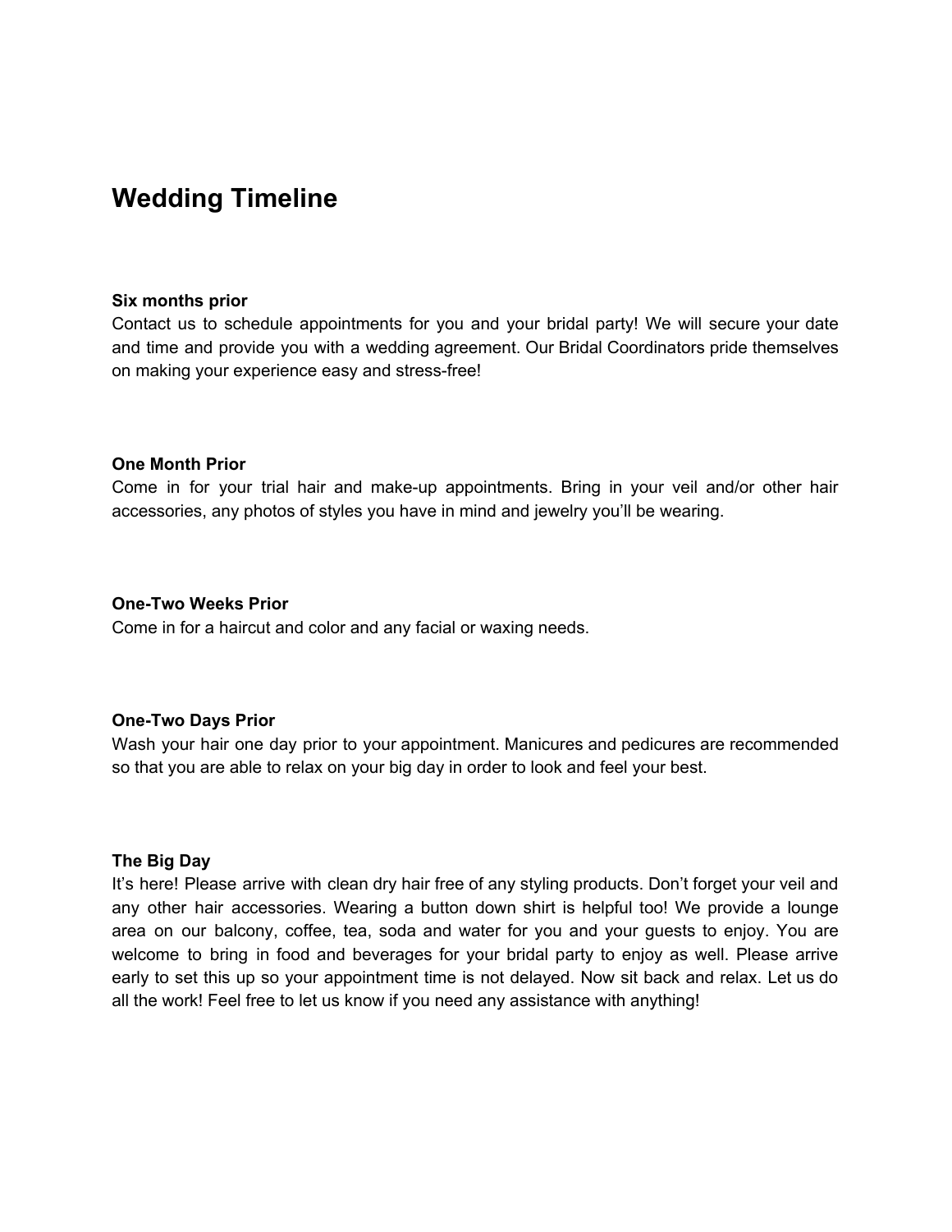# Wedding Timeline

**Six months prior**

Contact us to schedule appointments for you and your bridal party! We will secure your date and time and provide you with a wedding agreement. Our Bridal Coordinators pride themselves on making your experience easy and stress-free!

**One Month Prior**

Come in for your trial hair and make-up appointments. Bring in your veil and/or other hair accessories, any photos of styles you have in mind and jewelry you'll be wearing.

**One-Two Weeks Prior**

Come in for a haircut and color and any facial or waxing needs.

**One-Two Days Prior**

Wash your hair one day prior to your appointment. Manicures and pedicures are recommended so that you are able to relax on your big day in order to look and feel your best.

**The Big Day**

It's here! Please arrive with clean dry hair free of any styling products. Don't forget your veil and any other hair accessories. Wearing a button down shirt is helpful too! We provide a lounge area on our balcony, coffee, tea, soda and water for you and your guests to enjoy. You are welcome to bring in food and beverages for your bridal party to enjoy as well. Please arrive early to set this up so your appointment time is not delayed. Now sit back and relax. Let us do all the work! Feel free to let us know if you need any assistance with anything!